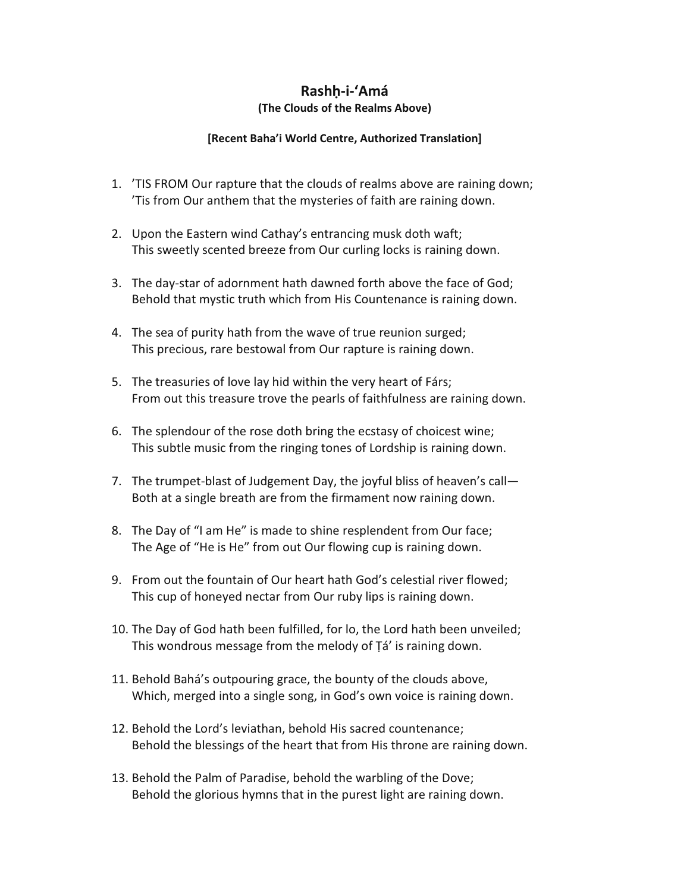# Rashḥ-i-'Amá

**(The Clouds of the Realms Above)**

**[Recent Baha'i World Centre, Authorized Translation]**

1. 'TIS FROM Our rapture that the clouds of realms above are raining down;
   'Tis from Our anthem that the mysteries of faith are raining down.

2. Upon the Eastern wind Cathay's entrancing musk doth waft;
   This sweetly scented breeze from Our curling locks is raining down.

3. The day-star of adornment hath dawned forth above the face of God;
   Behold that mystic truth which from His Countenance is raining down.

4. The sea of purity hath from the wave of true reunion surged;
   This precious, rare bestowal from Our rapture is raining down.

5. The treasuries of love lay hid within the very heart of Fárs;
   From out this treasure trove the pearls of faithfulness are raining down.

6. The splendour of the rose doth bring the ecstasy of choicest wine;
   This subtle music from the ringing tones of Lordship is raining down.

7. The trumpet-blast of Judgement Day, the joyful bliss of heaven's call—
   Both at a single breath are from the firmament now raining down.

8. The Day of "I am He" is made to shine resplendent from Our face;
   The Age of "He is He" from out Our flowing cup is raining down.

9. From out the fountain of Our heart hath God's celestial river flowed;
   This cup of honeyed nectar from Our ruby lips is raining down.

10. The Day of God hath been fulfilled, for lo, the Lord hath been unveiled;
    This wondrous message from the melody of Ṭá' is raining down.

11. Behold Bahá's outpouring grace, the bounty of the clouds above,
    Which, merged into a single song, in God's own voice is raining down.

12. Behold the Lord's leviathan, behold His sacred countenance;
    Behold the blessings of the heart that from His throne are raining down.

13. Behold the Palm of Paradise, behold the warbling of the Dove;
    Behold the glorious hymns that in the purest light are raining down.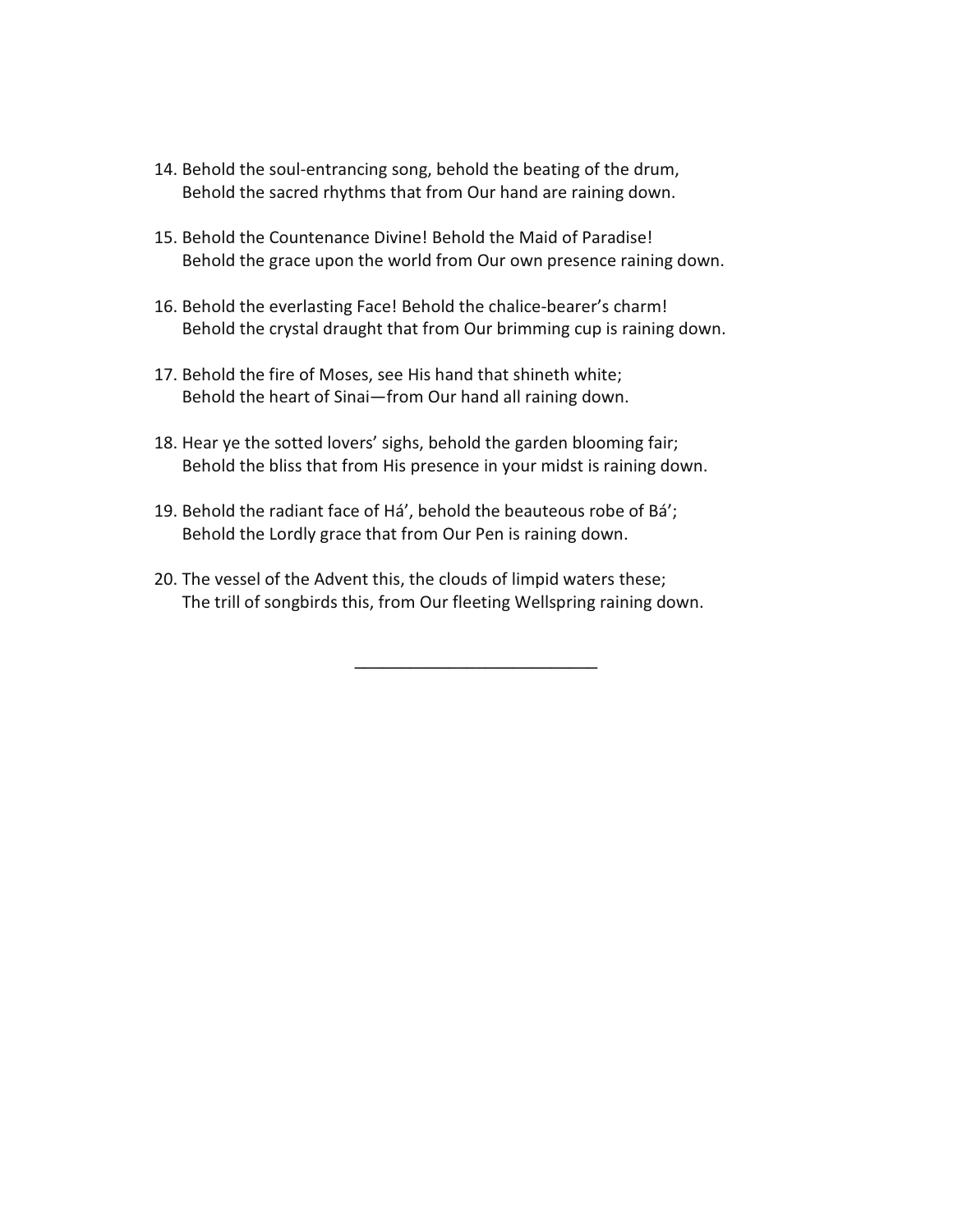14. Behold the soul-entrancing song, behold the beating of the drum,
    Behold the sacred rhythms that from Our hand are raining down.

15. Behold the Countenance Divine! Behold the Maid of Paradise!
    Behold the grace upon the world from Our own presence raining down.

16. Behold the everlasting Face! Behold the chalice-bearer's charm!
    Behold the crystal draught that from Our brimming cup is raining down.

17. Behold the fire of Moses, see His hand that shineth white;
    Behold the heart of Sinai—from Our hand all raining down.

18. Hear ye the sotted lovers' sighs, behold the garden blooming fair;
    Behold the bliss that from His presence in your midst is raining down.

19. Behold the radiant face of Há', behold the beauteous robe of Bá';
    Behold the Lordly grace that from Our Pen is raining down.

20. The vessel of the Advent this, the clouds of limpid waters these;
    The trill of songbirds this, from Our fleeting Wellspring raining down.

---